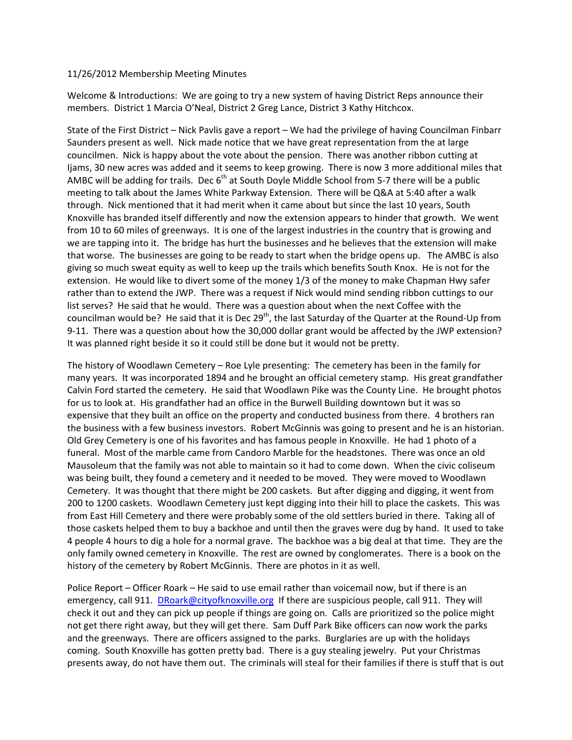11/26/2012 Membership Meeting Minutes

Welcome & Introductions: We are going to try a new system of having District Reps announce their members. District 1 Marcia O'Neal, District 2 Greg Lance, District 3 Kathy Hitchcox.

State of the First District – Nick Pavlis gave a report – We had the privilege of having Councilman Finbarr Saunders present as well. Nick made notice that we have great representation from the at large councilmen. Nick is happy about the vote about the pension. There was another ribbon cutting at Ijams, 30 new acres was added and it seems to keep growing. There is now 3 more additional miles that AMBC will be adding for trails. Dec 6th at South Doyle Middle School from 5-7 there will be a public meeting to talk about the James White Parkway Extension. There will be Q&A at 5:40 after a walk through. Nick mentioned that it had merit when it came about but since the last 10 years, South Knoxville has branded itself differently and now the extension appears to hinder that growth. We went from 10 to 60 miles of greenways. It is one of the largest industries in the country that is growing and we are tapping into it. The bridge has hurt the businesses and he believes that the extension will make that worse. The businesses are going to be ready to start when the bridge opens up. The AMBC is also giving so much sweat equity as well to keep up the trails which benefits South Knox. He is not for the extension. He would like to divert some of the money 1/3 of the money to make Chapman Hwy safer rather than to extend the JWP. There was a request if Nick would mind sending ribbon cuttings to our list serves? He said that he would. There was a question about when the next Coffee with the councilman would be? He said that it is Dec 29th, the last Saturday of the Quarter at the Round-Up from 9-11. There was a question about how the 30,000 dollar grant would be affected by the JWP extension? It was planned right beside it so it could still be done but it would not be pretty.

The history of Woodlawn Cemetery – Roe Lyle presenting: The cemetery has been in the family for many years. It was incorporated 1894 and he brought an official cemetery stamp. His great grandfather Calvin Ford started the cemetery. He said that Woodlawn Pike was the County Line. He brought photos for us to look at. His grandfather had an office in the Burwell Building downtown but it was so expensive that they built an office on the property and conducted business from there. 4 brothers ran the business with a few business investors. Robert McGinnis was going to present and he is an historian. Old Grey Cemetery is one of his favorites and has famous people in Knoxville. He had 1 photo of a funeral. Most of the marble came from Candoro Marble for the headstones. There was once an old Mausoleum that the family was not able to maintain so it had to come down. When the civic coliseum was being built, they found a cemetery and it needed to be moved. They were moved to Woodlawn Cemetery. It was thought that there might be 200 caskets. But after digging and digging, it went from 200 to 1200 caskets. Woodlawn Cemetery just kept digging into their hill to place the caskets. This was from East Hill Cemetery and there were probably some of the old settlers buried in there. Taking all of those caskets helped them to buy a backhoe and until then the graves were dug by hand. It used to take 4 people 4 hours to dig a hole for a normal grave. The backhoe was a big deal at that time. They are the only family owned cemetery in Knoxville. The rest are owned by conglomerates. There is a book on the history of the cemetery by Robert McGinnis. There are photos in it as well.

Police Report – Officer Roark – He said to use email rather than voicemail now, but if there is an emergency, call 911. DRoark@cityofknoxville.org If there are suspicious people, call 911. They will check it out and they can pick up people if things are going on. Calls are prioritized so the police might not get there right away, but they will get there. Sam Duff Park Bike officers can now work the parks and the greenways. There are officers assigned to the parks. Burglaries are up with the holidays coming. South Knoxville has gotten pretty bad. There is a guy stealing jewelry. Put your Christmas presents away, do not have them out. The criminals will steal for their families if there is stuff that is out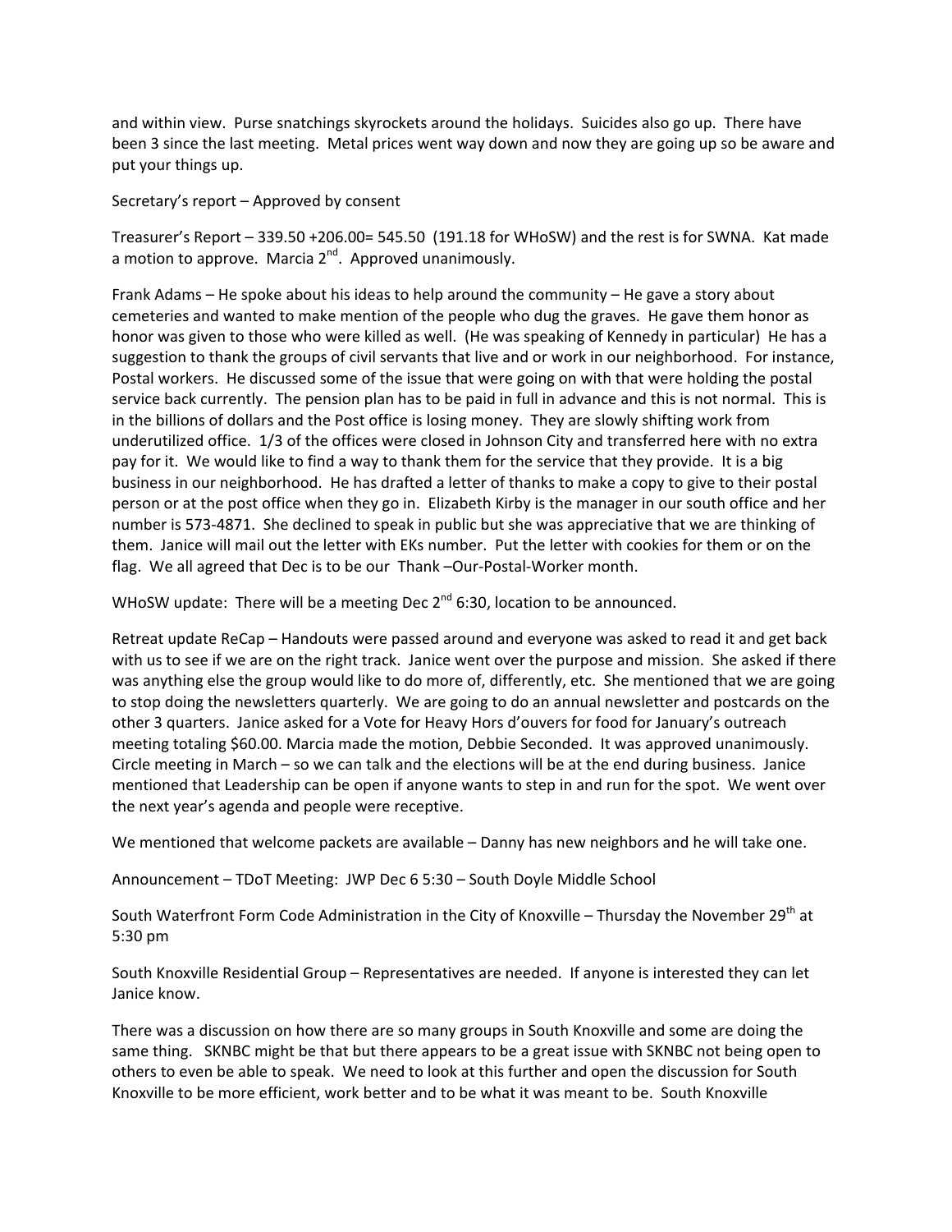and within view. Purse snatchings skyrockets around the holidays. Suicides also go up. There have been 3 since the last meeting. Metal prices went way down and now they are going up so be aware and put your things up.

Secretary's report – Approved by consent

Treasurer's Report – 339.50 +206.00= 545.50 (191.18 for WHoSW) and the rest is for SWNA. Kat made a motion to approve. Marcia 2nd. Approved unanimously.

Frank Adams – He spoke about his ideas to help around the community – He gave a story about cemeteries and wanted to make mention of the people who dug the graves. He gave them honor as honor was given to those who were killed as well. (He was speaking of Kennedy in particular) He has a suggestion to thank the groups of civil servants that live and or work in our neighborhood. For instance, Postal workers. He discussed some of the issue that were going on with that were holding the postal service back currently. The pension plan has to be paid in full in advance and this is not normal. This is in the billions of dollars and the Post office is losing money. They are slowly shifting work from underutilized office. 1/3 of the offices were closed in Johnson City and transferred here with no extra pay for it. We would like to find a way to thank them for the service that they provide. It is a big business in our neighborhood. He has drafted a letter of thanks to make a copy to give to their postal person or at the post office when they go in. Elizabeth Kirby is the manager in our south office and her number is 573-4871. She declined to speak in public but she was appreciative that we are thinking of them. Janice will mail out the letter with EKs number. Put the letter with cookies for them or on the flag. We all agreed that Dec is to be our Thank –Our-Postal-Worker month.

WHoSW update: There will be a meeting Dec 2nd 6:30, location to be announced.

Retreat update ReCap – Handouts were passed around and everyone was asked to read it and get back with us to see if we are on the right track. Janice went over the purpose and mission. She asked if there was anything else the group would like to do more of, differently, etc. She mentioned that we are going to stop doing the newsletters quarterly. We are going to do an annual newsletter and postcards on the other 3 quarters. Janice asked for a Vote for Heavy Hors d'ouvers for food for January's outreach meeting totaling $60.00. Marcia made the motion, Debbie Seconded. It was approved unanimously. Circle meeting in March – so we can talk and the elections will be at the end during business. Janice mentioned that Leadership can be open if anyone wants to step in and run for the spot. We went over the next year's agenda and people were receptive.

We mentioned that welcome packets are available – Danny has new neighbors and he will take one.

Announcement – TDoT Meeting: JWP Dec 6 5:30 – South Doyle Middle School

South Waterfront Form Code Administration in the City of Knoxville – Thursday the November 29th at 5:30 pm

South Knoxville Residential Group – Representatives are needed. If anyone is interested they can let Janice know.

There was a discussion on how there are so many groups in South Knoxville and some are doing the same thing. SKNBC might be that but there appears to be a great issue with SKNBC not being open to others to even be able to speak. We need to look at this further and open the discussion for South Knoxville to be more efficient, work better and to be what it was meant to be. South Knoxville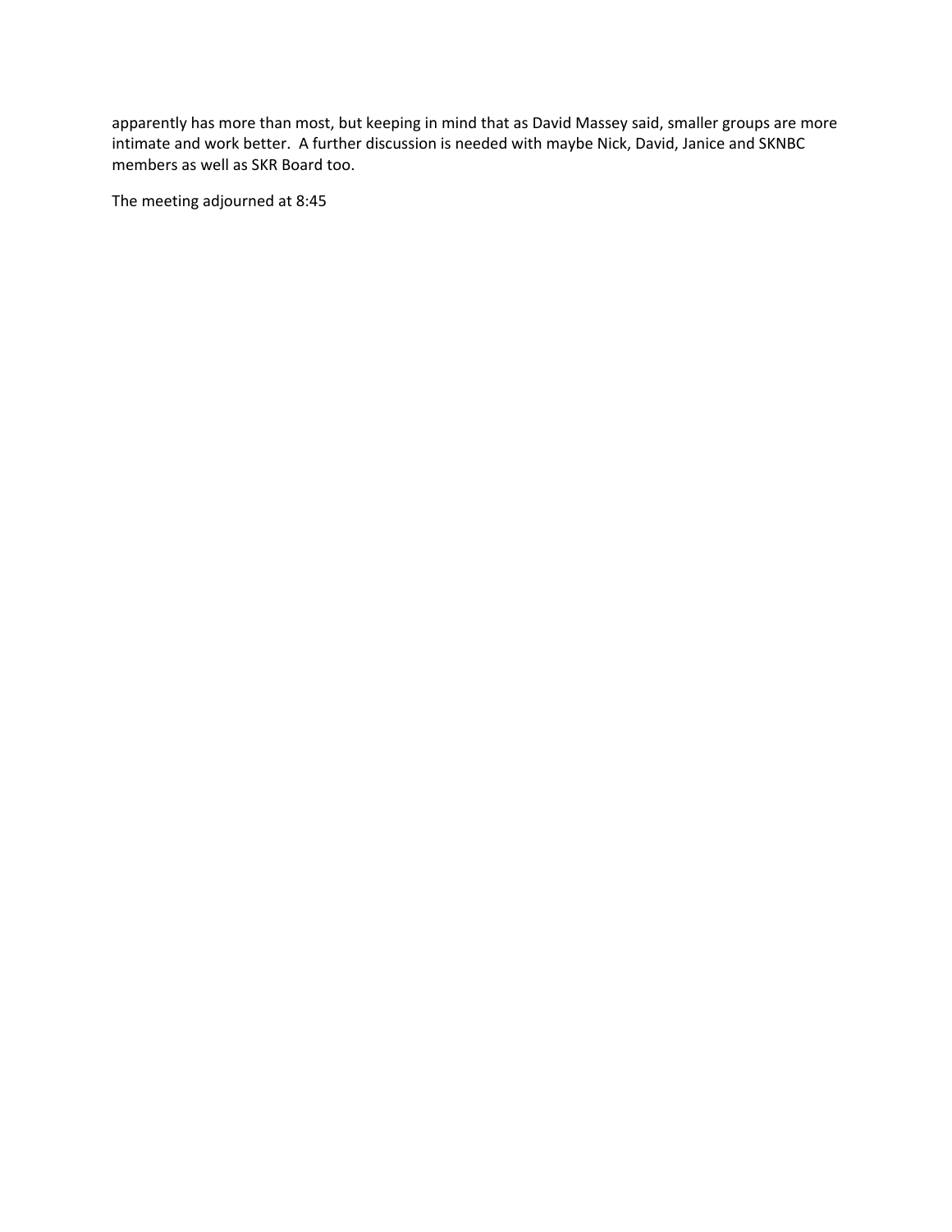apparently has more than most, but keeping in mind that as David Massey said, smaller groups are more intimate and work better. A further discussion is needed with maybe Nick, David, Janice and SKNBC members as well as SKR Board too.

The meeting adjourned at 8:45